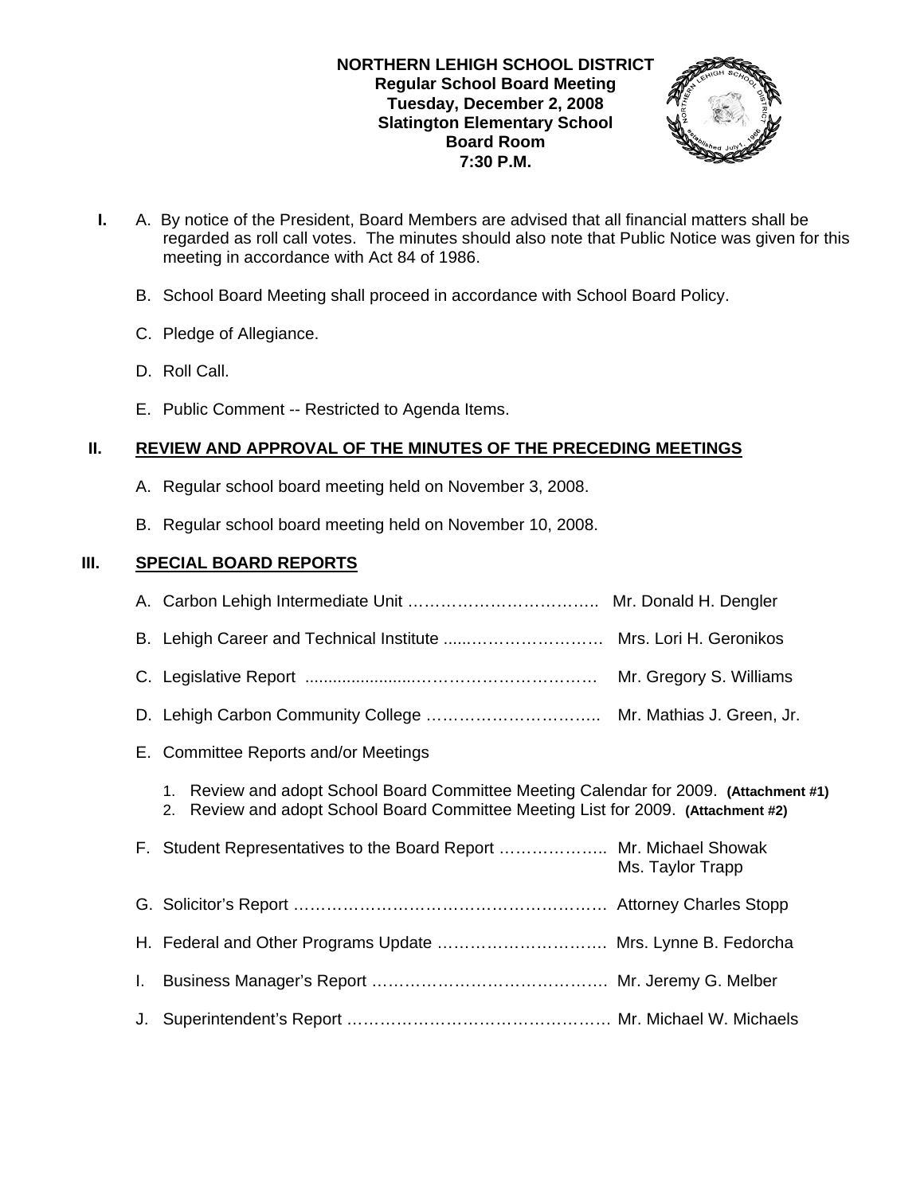**NORTHERN LEHIGH SCHOOL DISTRICT**
**Regular School Board Meeting**
**Tuesday, December 2, 2008**
**Slatington Elementary School**
**Board Room**
**7:30 P.M.**

**I.** A. By notice of the President, Board Members are advised that all financial matters shall be regarded as roll call votes. The minutes should also note that Public Notice was given for this meeting in accordance with Act 84 of 1986.

B. School Board Meeting shall proceed in accordance with School Board Policy.

C. Pledge of Allegiance.

D. Roll Call.

E. Public Comment -- Restricted to Agenda Items.

## II. REVIEW AND APPROVAL OF THE MINUTES OF THE PRECEDING MEETINGS

A. Regular school board meeting held on November 3, 2008.

B. Regular school board meeting held on November 10, 2008.

## III. SPECIAL BOARD REPORTS

A. Carbon Lehigh Intermediate Unit …………………………….. Mr. Donald H. Dengler

B. Lehigh Career and Technical Institute ......……………………… Mrs. Lori H. Geronikos

C. Legislative Report ......................……………………………. Mr. Gregory S. Williams

D. Lehigh Carbon Community College ………………………….. Mr. Mathias J. Green, Jr.

E. Committee Reports and/or Meetings

1. Review and adopt School Board Committee Meeting Calendar for 2009. **(Attachment #1)**
2. Review and adopt School Board Committee Meeting List for 2009. **(Attachment #2)**

F. Student Representatives to the Board Report ……………….. Mr. Michael Showak
Ms. Taylor Trapp

G. Solicitor's Report …………………………………………………. Attorney Charles Stopp

H. Federal and Other Programs Update …………………………. Mrs. Lynne B. Fedorcha

I. Business Manager's Report ……………………………………. Mr. Jeremy G. Melber

J. Superintendent's Report ………………………………………… Mr. Michael W. Michaels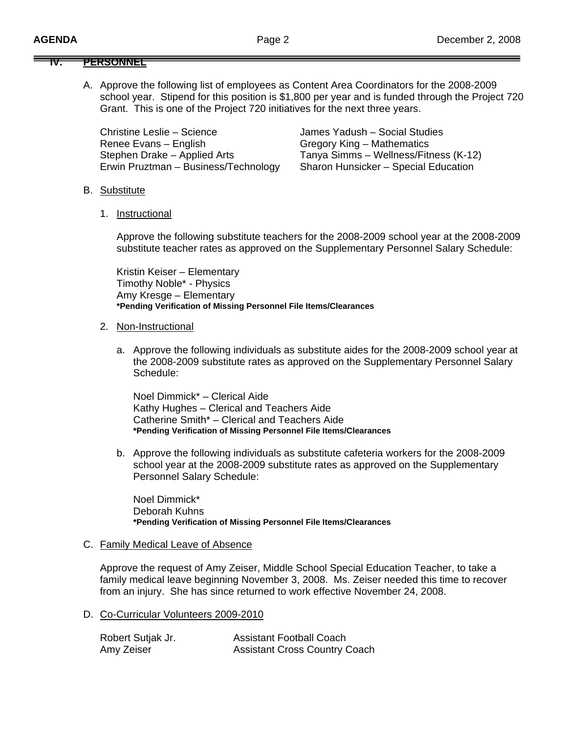## IV. PERSONNEL

A. Approve the following list of employees as Content Area Coordinators for the 2008-2009 school year. Stipend for this position is $1,800 per year and is funded through the Project 720 Grant. This is one of the Project 720 initiatives for the next three years.

| | |
|---|---|
| Christine Leslie – Science | James Yadush – Social Studies |
| Renee Evans – English | Gregory King – Mathematics |
| Stephen Drake – Applied Arts | Tanya Simms – Wellness/Fitness (K-12) |
| Erwin Pruztman – Business/Technology | Sharon Hunsicker – Special Education |

B. Substitute

1. Instructional

Approve the following substitute teachers for the 2008-2009 school year at the 2008-2009 substitute teacher rates as approved on the Supplementary Personnel Salary Schedule:

Kristin Keiser – Elementary
Timothy Noble* - Physics
Amy Kresge – Elementary
**\*Pending Verification of Missing Personnel File Items/Clearances**

2. Non-Instructional

a. Approve the following individuals as substitute aides for the 2008-2009 school year at the 2008-2009 substitute rates as approved on the Supplementary Personnel Salary Schedule:

Noel Dimmick* – Clerical Aide
Kathy Hughes – Clerical and Teachers Aide
Catherine Smith* – Clerical and Teachers Aide
**\*Pending Verification of Missing Personnel File Items/Clearances**

b. Approve the following individuals as substitute cafeteria workers for the 2008-2009 school year at the 2008-2009 substitute rates as approved on the Supplementary Personnel Salary Schedule:

Noel Dimmick*
Deborah Kuhns
**\*Pending Verification of Missing Personnel File Items/Clearances**

C. Family Medical Leave of Absence

Approve the request of Amy Zeiser, Middle School Special Education Teacher, to take a family medical leave beginning November 3, 2008. Ms. Zeiser needed this time to recover from an injury. She has since returned to work effective November 24, 2008.

D. Co-Curricular Volunteers 2009-2010

| | |
|---|---|
| Robert Sutjak Jr. | Assistant Football Coach |
| Amy Zeiser | Assistant Cross Country Coach |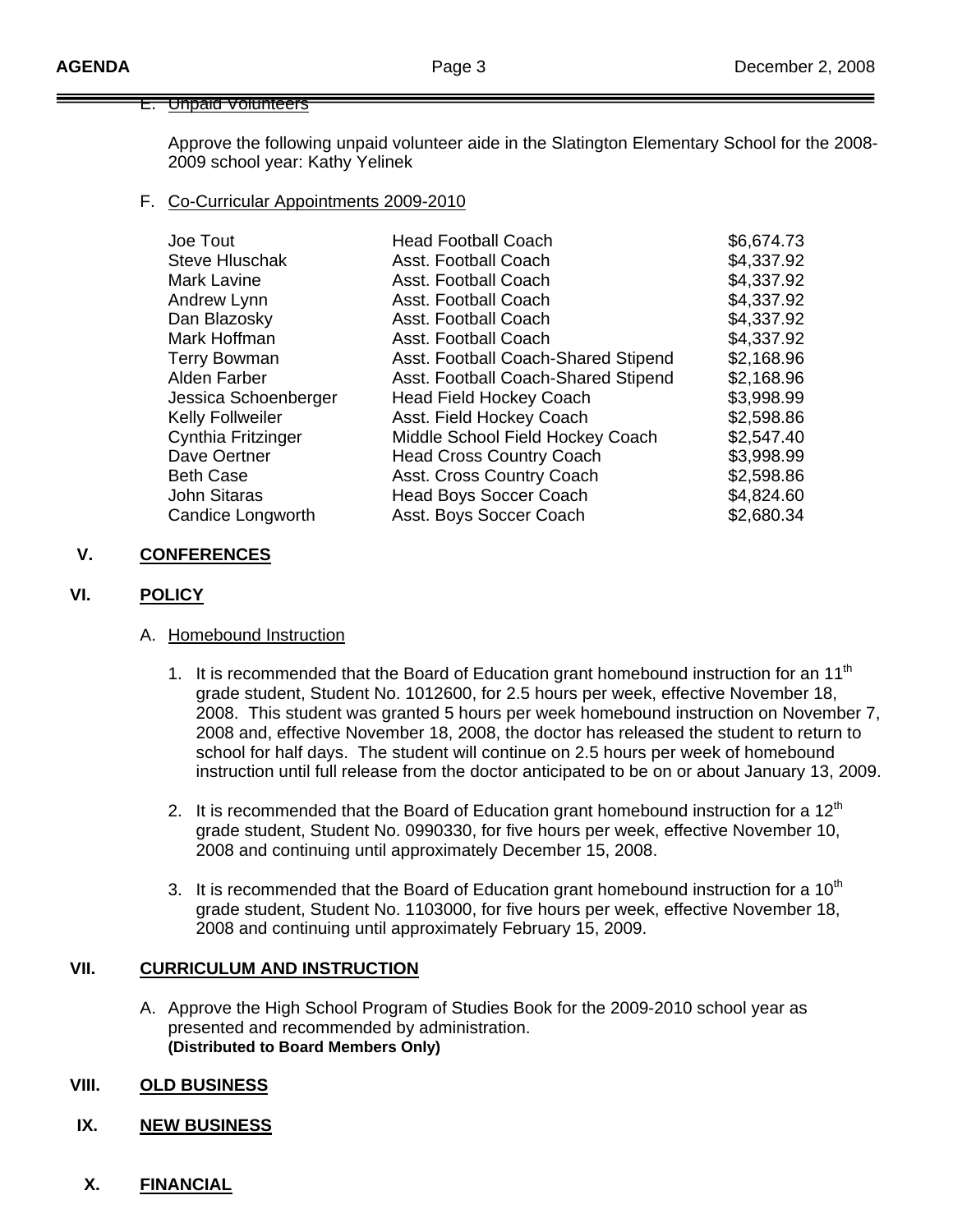E. Unpaid Volunteers

Approve the following unpaid volunteer aide in the Slatington Elementary School for the 2008-2009 school year: Kathy Yelinek

F. Co-Curricular Appointments 2009-2010

| | | |
|---|---|---|
| Joe Tout | Head Football Coach | $6,674.73 |
| Steve Hluschak | Asst. Football Coach | $4,337.92 |
| Mark Lavine | Asst. Football Coach | $4,337.92 |
| Andrew Lynn | Asst. Football Coach | $4,337.92 |
| Dan Blazosky | Asst. Football Coach | $4,337.92 |
| Mark Hoffman | Asst. Football Coach | $4,337.92 |
| Terry Bowman | Asst. Football Coach-Shared Stipend | $2,168.96 |
| Alden Farber | Asst. Football Coach-Shared Stipend | $2,168.96 |
| Jessica Schoenberger | Head Field Hockey Coach | $3,998.99 |
| Kelly Follweiler | Asst. Field Hockey Coach | $2,598.86 |
| Cynthia Fritzinger | Middle School Field Hockey Coach | $2,547.40 |
| Dave Oertner | Head Cross Country Coach | $3,998.99 |
| Beth Case | Asst. Cross Country Coach | $2,598.86 |
| John Sitaras | Head Boys Soccer Coach | $4,824.60 |
| Candice Longworth | Asst. Boys Soccer Coach | $2,680.34 |

## V. CONFERENCES

## VI. POLICY

A. Homebound Instruction

1. It is recommended that the Board of Education grant homebound instruction for an 11th grade student, Student No. 1012600, for 2.5 hours per week, effective November 18, 2008. This student was granted 5 hours per week homebound instruction on November 7, 2008 and, effective November 18, 2008, the doctor has released the student to return to school for half days. The student will continue on 2.5 hours per week of homebound instruction until full release from the doctor anticipated to be on or about January 13, 2009.

2. It is recommended that the Board of Education grant homebound instruction for a 12th grade student, Student No. 0990330, for five hours per week, effective November 10, 2008 and continuing until approximately December 15, 2008.

3. It is recommended that the Board of Education grant homebound instruction for a 10th grade student, Student No. 1103000, for five hours per week, effective November 18, 2008 and continuing until approximately February 15, 2009.

## VII. CURRICULUM AND INSTRUCTION

A. Approve the High School Program of Studies Book for the 2009-2010 school year as presented and recommended by administration.
**(Distributed to Board Members Only)**

## VIII. OLD BUSINESS

## IX. NEW BUSINESS

## X. FINANCIAL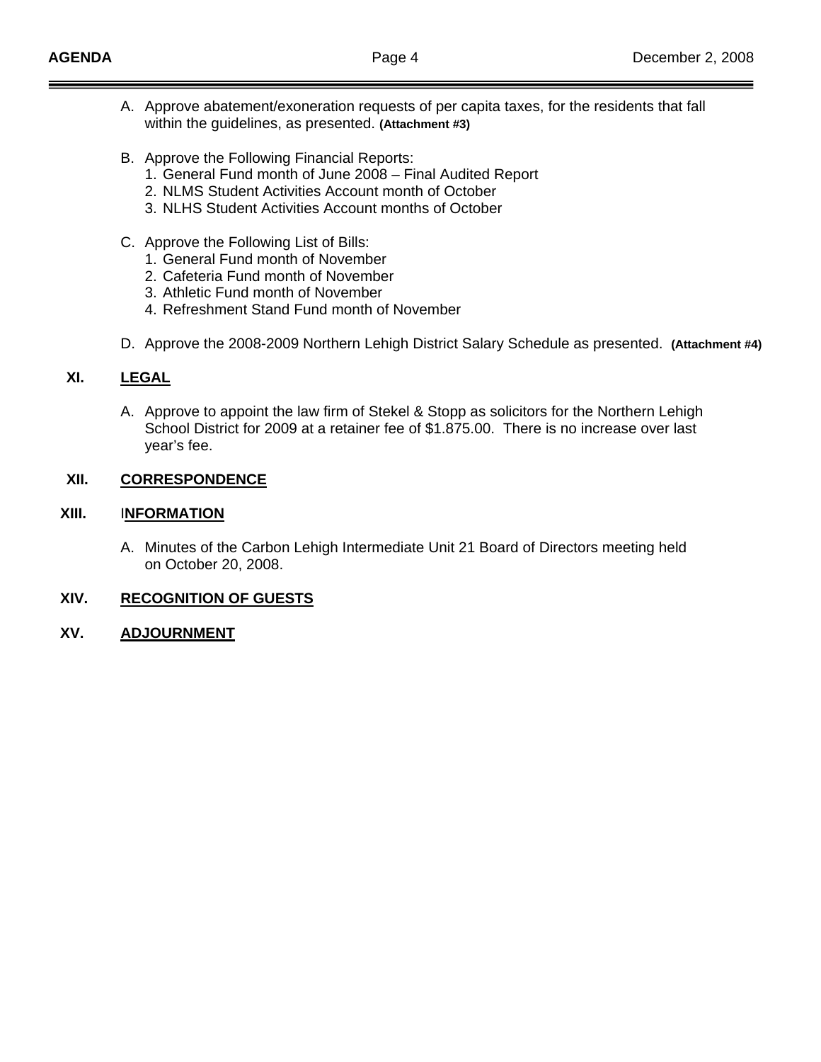A. Approve abatement/exoneration requests of per capita taxes, for the residents that fall within the guidelines, as presented. **(Attachment #3)**

B. Approve the Following Financial Reports:
   1. General Fund month of June 2008 – Final Audited Report
   2. NLMS Student Activities Account month of October
   3. NLHS Student Activities Account months of October

C. Approve the Following List of Bills:
   1. General Fund month of November
   2. Cafeteria Fund month of November
   3. Athletic Fund month of November
   4. Refreshment Stand Fund month of November

D. Approve the 2008-2009 Northern Lehigh District Salary Schedule as presented. **(Attachment #4)**

## XI. LEGAL

A. Approve to appoint the law firm of Stekel & Stopp as solicitors for the Northern Lehigh School District for 2009 at a retainer fee of $1.875.00. There is no increase over last year's fee.

## XII. CORRESPONDENCE

## XIII. INFORMATION

A. Minutes of the Carbon Lehigh Intermediate Unit 21 Board of Directors meeting held on October 20, 2008.

## XIV. RECOGNITION OF GUESTS

## XV. ADJOURNMENT